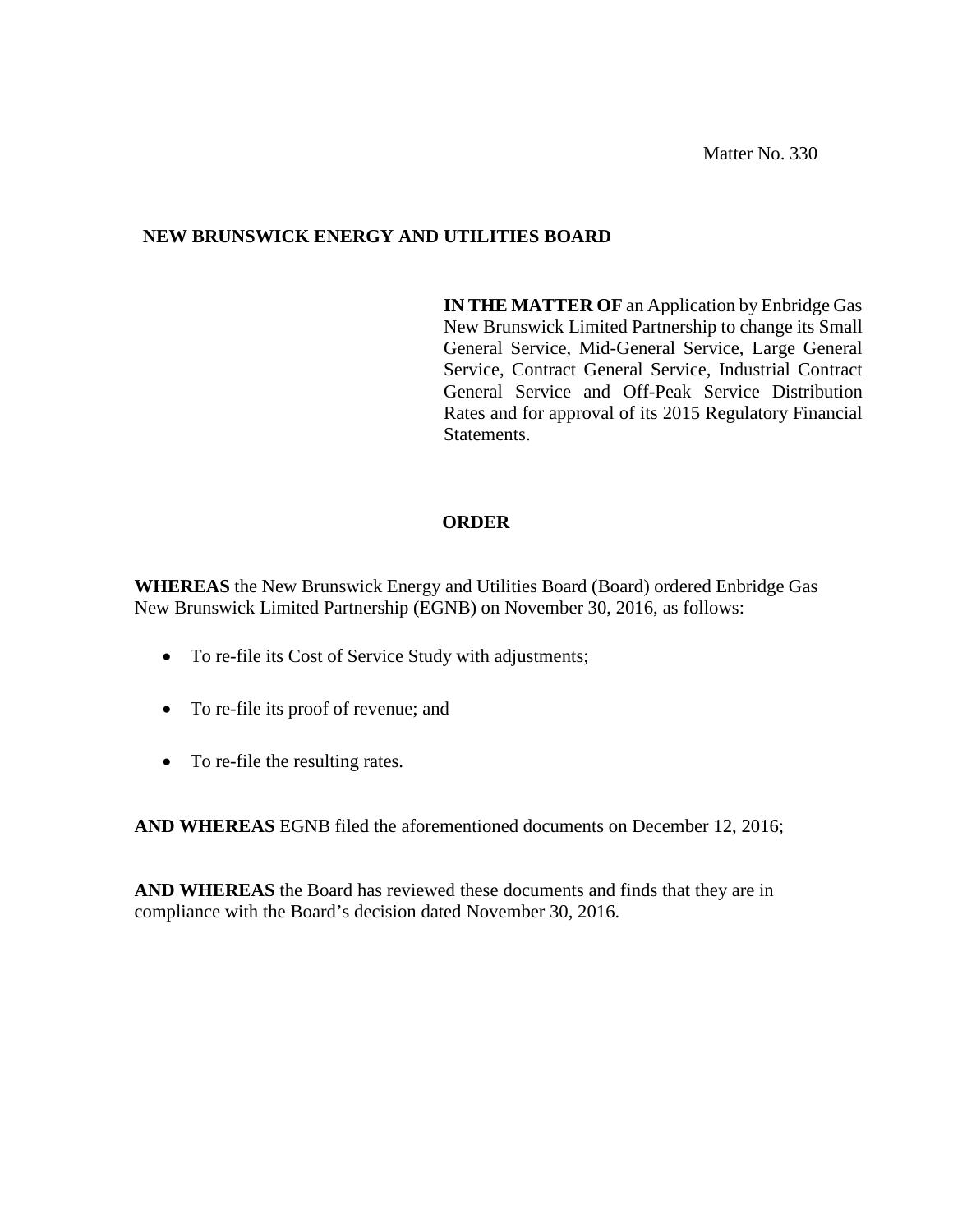Matter No. 330

**NEW BRUNSWICK ENERGY AND UTILITIES BOARD**

**IN THE MATTER OF** an Application by Enbridge Gas New Brunswick Limited Partnership to change its Small General Service, Mid-General Service, Large General Service, Contract General Service, Industrial Contract General Service and Off-Peak Service Distribution Rates and for approval of its 2015 Regulatory Financial Statements.

## ORDER

**WHEREAS** the New Brunswick Energy and Utilities Board (Board) ordered Enbridge Gas New Brunswick Limited Partnership (EGNB) on November 30, 2016, as follows:

- To re-file its Cost of Service Study with adjustments;
- To re-file its proof of revenue; and
- To re-file the resulting rates.

**AND WHEREAS** EGNB filed the aforementioned documents on December 12, 2016;

**AND WHEREAS** the Board has reviewed these documents and finds that they are in compliance with the Board's decision dated November 30, 2016.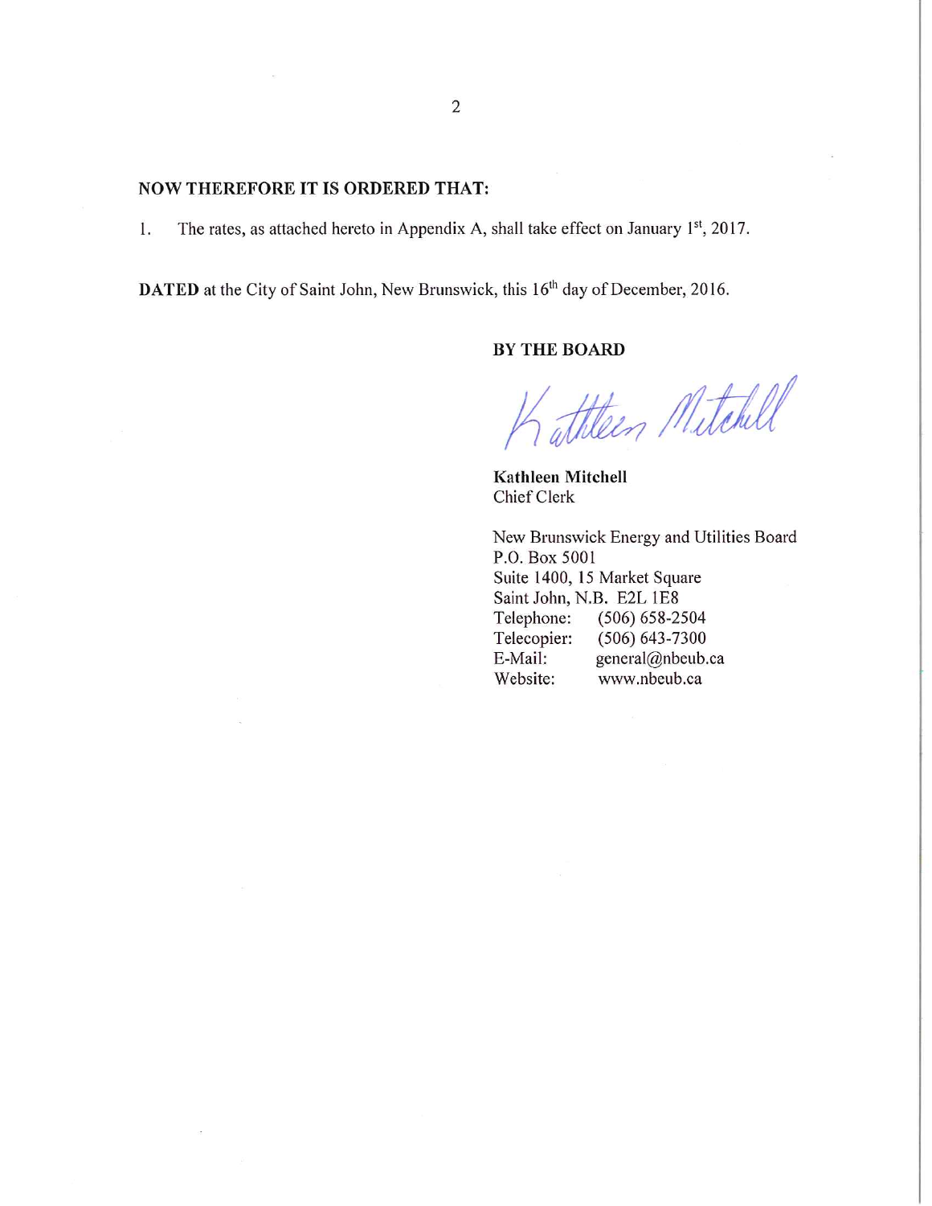**NOW THEREFORE IT IS ORDERED THAT:**

1. The rates, as attached hereto in Appendix A, shall take effect on January 1st, 2017.

**DATED** at the City of Saint John, New Brunswick, this 16th day of December, 2016.

**BY THE BOARD**

*Kathleen Mitchell*

**Kathleen Mitchell**
Chief Clerk

New Brunswick Energy and Utilities Board
P.O. Box 5001
Suite 1400, 15 Market Square
Saint John, N.B. E2L 1E8
Telephone: (506) 658-2504
Telecopier: (506) 643-7300
E-Mail: general@nbeub.ca
Website: www.nbeub.ca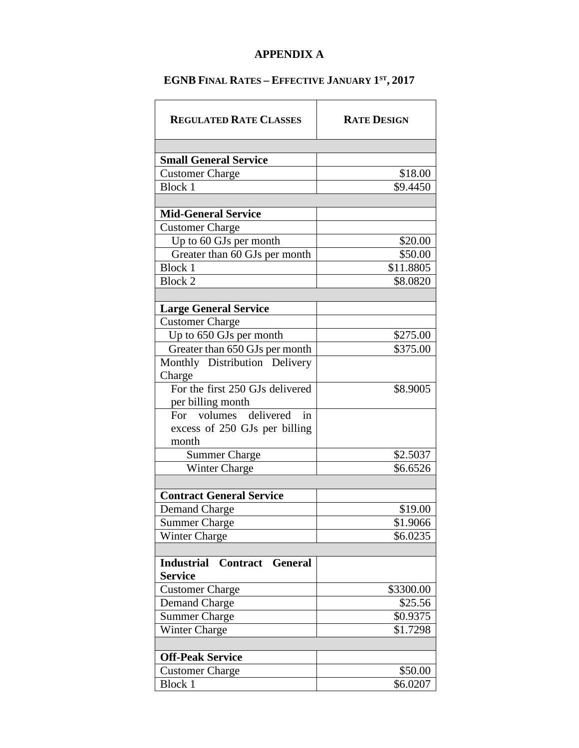# APPENDIX A

## EGNB FINAL RATES – EFFECTIVE JANUARY 1ST, 2017

| REGULATED RATE CLASSES | RATE DESIGN |
|---|---|
| | |
| **Small General Service** | |
| Customer Charge | \$18.00 |
| Block 1 | \$9.4450 |
| | |
| **Mid-General Service** | |
| Customer Charge | |
| Up to 60 GJs per month | \$20.00 |
| Greater than 60 GJs per month | \$50.00 |
| Block 1 | \$11.8805 |
| Block 2 | \$8.0820 |
| | |
| **Large General Service** | |
| Customer Charge | |
| Up to 650 GJs per month | \$275.00 |
| Greater than 650 GJs per month | \$375.00 |
| Monthly Distribution Delivery Charge | |
| For the first 250 GJs delivered per billing month | \$8.9005 |
| For volumes delivered in excess of 250 GJs per billing month | |
| Summer Charge | \$2.5037 |
| Winter Charge | \$6.6526 |
| | |
| **Contract General Service** | |
| Demand Charge | \$19.00 |
| Summer Charge | \$1.9066 |
| Winter Charge | \$6.0235 |
| | |
| **Industrial Contract General Service** | |
| Customer Charge | \$3300.00 |
| Demand Charge | \$25.56 |
| Summer Charge | \$0.9375 |
| Winter Charge | \$1.7298 |
| | |
| **Off-Peak Service** | |
| Customer Charge | \$50.00 |
| Block 1 | \$6.0207 |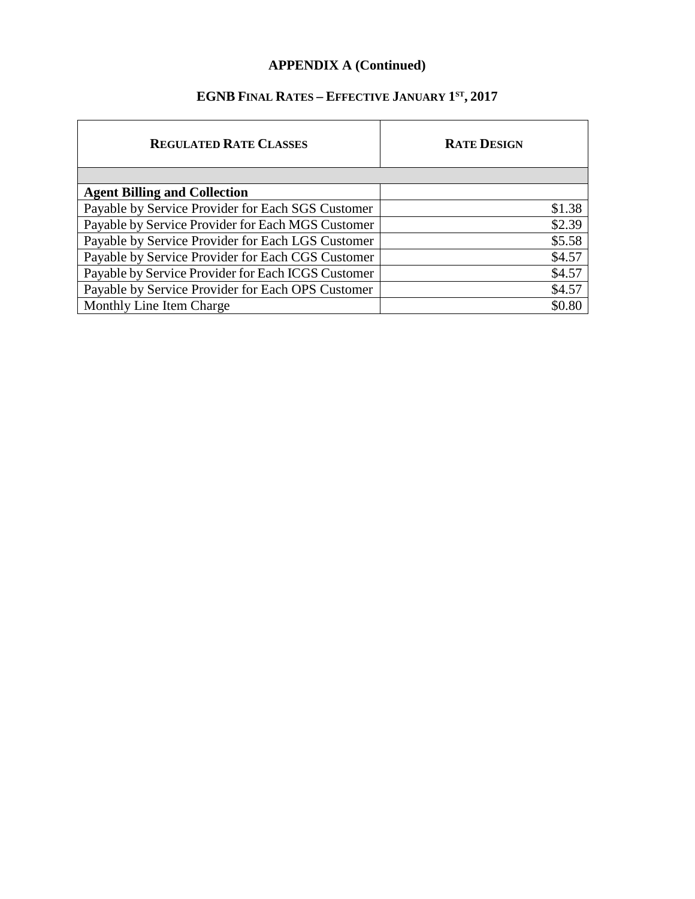# APPENDIX A (Continued)

## EGNB Final Rates – Effective January 1st, 2017

| Regulated Rate Classes | Rate Design |
|---|---|
| | |
| **Agent Billing and Collection** | |
| Payable by Service Provider for Each SGS Customer | $1.38 |
| Payable by Service Provider for Each MGS Customer | $2.39 |
| Payable by Service Provider for Each LGS Customer | $5.58 |
| Payable by Service Provider for Each CGS Customer | $4.57 |
| Payable by Service Provider for Each ICGS Customer | $4.57 |
| Payable by Service Provider for Each OPS Customer | $4.57 |
| Monthly Line Item Charge | $0.80 |